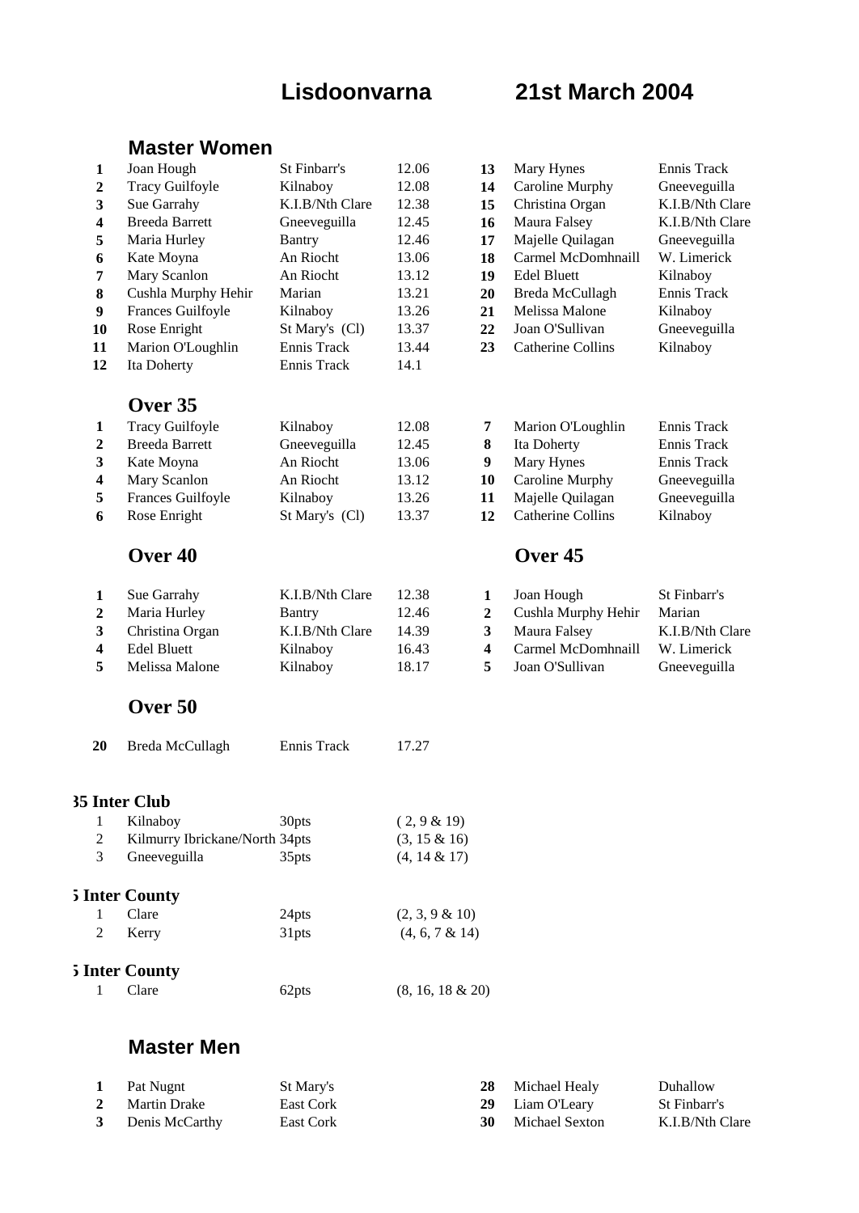# Lisdoonvarna 21st March 2004

## Master Women

| | | | | | | |
|---|---|---|---|---|---|---|
| **1** | Joan Hough | St Finbarr's | 12.06 | **13** | Mary Hynes | Ennis Track |
| **2** | Tracy Guilfoyle | Kilnaboy | 12.08 | **14** | Caroline Murphy | Gneeveguilla |
| **3** | Sue Garrahy | K.I.B/Nth Clare | 12.38 | **15** | Christina Organ | K.I.B/Nth Clare |
| **4** | Breeda Barrett | Gneeveguilla | 12.45 | **16** | Maura Falsey | K.I.B/Nth Clare |
| **5** | Maria Hurley | Bantry | 12.46 | **17** | Majelle Quilagan | Gneeveguilla |
| **6** | Kate Moyna | An Riocht | 13.06 | **18** | Carmel McDomhnaill | W. Limerick |
| **7** | Mary Scanlon | An Riocht | 13.12 | **19** | Edel Bluett | Kilnaboy |
| **8** | Cushla Murphy Hehir | Marian | 13.21 | **20** | Breda McCullagh | Ennis Track |
| **9** | Frances Guilfoyle | Kilnaboy | 13.26 | **21** | Melissa Malone | Kilnaboy |
| **10** | Rose Enright | St Mary's (Cl) | 13.37 | **22** | Joan O'Sullivan | Gneeveguilla |
| **11** | Marion O'Loughlin | Ennis Track | 13.44 | **23** | Catherine Collins | Kilnaboy |
| **12** | Ita Doherty | Ennis Track | 14.1 | | | |

### Over 35

| | | | | | | |
|---|---|---|---|---|---|---|
| **1** | Tracy Guilfoyle | Kilnaboy | 12.08 | **7** | Marion O'Loughlin | Ennis Track |
| **2** | Breeda Barrett | Gneeveguilla | 12.45 | **8** | Ita Doherty | Ennis Track |
| **3** | Kate Moyna | An Riocht | 13.06 | **9** | Mary Hynes | Ennis Track |
| **4** | Mary Scanlon | An Riocht | 13.12 | **10** | Caroline Murphy | Gneeveguilla |
| **5** | Frances Guilfoyle | Kilnaboy | 13.26 | **11** | Majelle Quilagan | Gneeveguilla |
| **6** | Rose Enright | St Mary's (Cl) | 13.37 | **12** | Catherine Collins | Kilnaboy |

### Over 40

| | | | |
|---|---|---|---|
| **1** | Sue Garrahy | K.I.B/Nth Clare | 12.38 |
| **2** | Maria Hurley | Bantry | 12.46 |
| **3** | Christina Organ | K.I.B/Nth Clare | 14.39 |
| **4** | Edel Bluett | Kilnaboy | 16.43 |
| **5** | Melissa Malone | Kilnaboy | 18.17 |

### Over 45

| | | |
|---|---|---|
| **1** | Joan Hough | St Finbarr's |
| **2** | Cushla Murphy Hehir | Marian |
| **3** | Maura Falsey | K.I.B/Nth Clare |
| **4** | Carmel McDomhnaill | W. Limerick |
| **5** | Joan O'Sullivan | Gneeveguilla |

### Over 50

| | | | |
|---|---|---|---|
| **20** | Breda McCullagh | Ennis Track | 17.27 |

### 35 Inter Club

| | | | |
|---|---|---|---|
| 1 | Kilnaboy | 30pts | ( 2, 9 & 19) |
| 2 | Kilmurry Ibrickane/North | 34pts | (3, 15 & 16) |
| 3 | Gneeveguilla | 35pts | (4, 14 & 17) |

### 5 Inter County

| | | | |
|---|---|---|---|
| 1 | Clare | 24pts | (2, 3, 9 & 10) |
| 2 | Kerry | 31pts | (4, 6, 7 & 14) |

### 5 Inter County

| | | | |
|---|---|---|---|
| 1 | Clare | 62pts | (8, 16, 18 & 20) |

## Master Men

| | | | | | |
|---|---|---|---|---|---|
| **1** | Pat Nugnt | St Mary's | **28** | Michael Healy | Duhallow |
| **2** | Martin Drake | East Cork | **29** | Liam O'Leary | St Finbarr's |
| **3** | Denis McCarthy | East Cork | **30** | Michael Sexton | K.I.B/Nth Clare |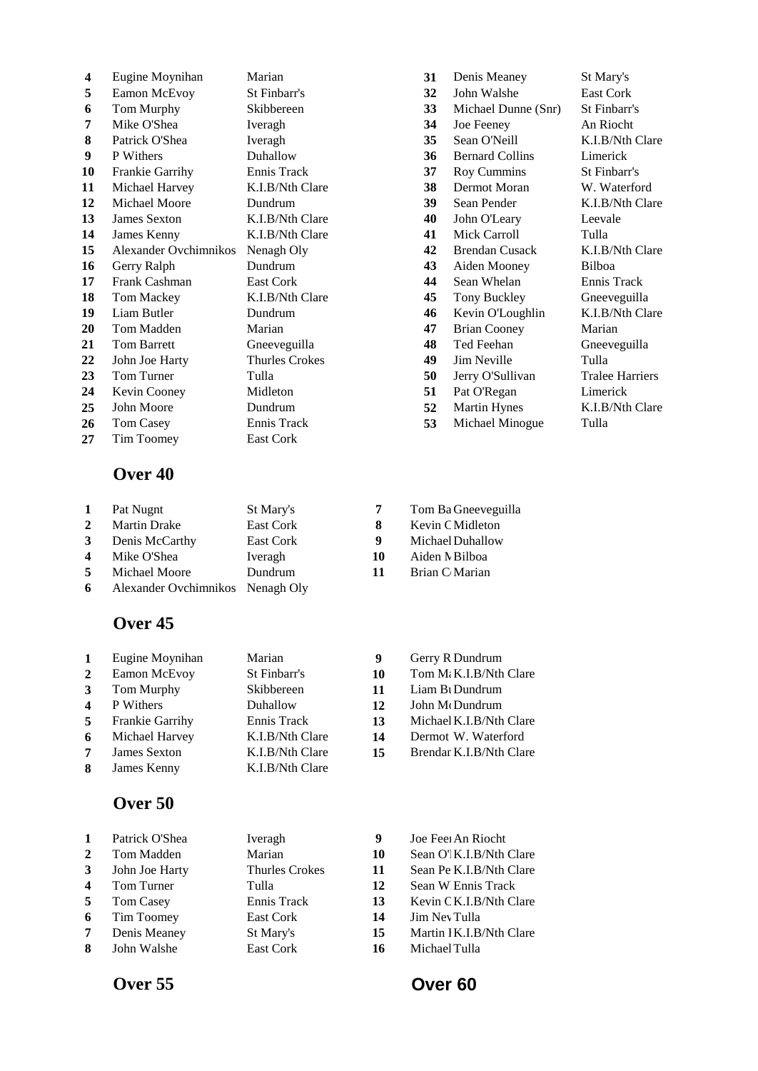| | | |
|---|---|---|
| **4** | Eugine Moynihan | Marian |
| **5** | Eamon McEvoy | St Finbarr's |
| **6** | Tom Murphy | Skibbereen |
| **7** | Mike O'Shea | Iveragh |
| **8** | Patrick O'Shea | Iveragh |
| **9** | P Withers | Duhallow |
| **10** | Frankie Garrihy | Ennis Track |
| **11** | Michael Harvey | K.I.B/Nth Clare |
| **12** | Michael Moore | Dundrum |
| **13** | James Sexton | K.I.B/Nth Clare |
| **14** | James Kenny | K.I.B/Nth Clare |
| **15** | Alexander Ovchimnikos | Nenagh Oly |
| **16** | Gerry Ralph | Dundrum |
| **17** | Frank Cashman | East Cork |
| **18** | Tom Mackey | K.I.B/Nth Clare |
| **19** | Liam Butler | Dundrum |
| **20** | Tom Madden | Marian |
| **21** | Tom Barrett | Gneeveguilla |
| **22** | John Joe Harty | Thurles Crokes |
| **23** | Tom Turner | Tulla |
| **24** | Kevin Cooney | Midleton |
| **25** | John Moore | Dundrum |
| **26** | Tom Casey | Ennis Track |
| **27** | Tim Toomey | East Cork |
| **31** | Denis Meaney | St Mary's |
| **32** | John Walshe | East Cork |
| **33** | Michael Dunne (Snr) | St Finbarr's |
| **34** | Joe Feeney | An Riocht |
| **35** | Sean O'Neill | K.I.B/Nth Clare |
| **36** | Bernard Collins | Limerick |
| **37** | Roy Cummins | St Finbarr's |
| **38** | Dermot Moran | W. Waterford |
| **39** | Sean Pender | K.I.B/Nth Clare |
| **40** | John O'Leary | Leevale |
| **41** | Mick Carroll | Tulla |
| **42** | Brendan Cusack | K.I.B/Nth Clare |
| **43** | Aiden Mooney | Bilboa |
| **44** | Sean Whelan | Ennis Track |
| **45** | Tony Buckley | Gneeveguilla |
| **46** | Kevin O'Loughlin | K.I.B/Nth Clare |
| **47** | Brian Cooney | Marian |
| **48** | Ted Feehan | Gneeveguilla |
| **49** | Jim Neville | Tulla |
| **50** | Jerry O'Sullivan | Tralee Harriers |
| **51** | Pat O'Regan | Limerick |
| **52** | Martin Hynes | K.I.B/Nth Clare |
| **53** | Michael Minogue | Tulla |

## Over 40

| | | |
|---|---|---|
| **1** | Pat Nugnt | St Mary's |
| **2** | Martin Drake | East Cork |
| **3** | Denis McCarthy | East Cork |
| **4** | Mike O'Shea | Iveragh |
| **5** | Michael Moore | Dundrum |
| **6** | Alexander Ovchimnikos | Nenagh Oly |
| **7** | Tom Ba | Gneeveguilla |
| **8** | Kevin C | Midleton |
| **9** | Michael | Duhallow |
| **10** | Aiden M | Bilboa |
| **11** | Brian C | Marian |

## Over 45

| | | |
|---|---|---|
| **1** | Eugine Moynihan | Marian |
| **2** | Eamon McEvoy | St Finbarr's |
| **3** | Tom Murphy | Skibbereen |
| **4** | P Withers | Duhallow |
| **5** | Frankie Garrihy | Ennis Track |
| **6** | Michael Harvey | K.I.B/Nth Clare |
| **7** | James Sexton | K.I.B/Nth Clare |
| **8** | James Kenny | K.I.B/Nth Clare |
| **9** | Gerry R | Dundrum |
| **10** | Tom M | K.I.B/Nth Clare |
| **11** | Liam B | Dundrum |
| **12** | John M | Dundrum |
| **13** | Michael | K.I.B/Nth Clare |
| **14** | Dermot | W. Waterford |
| **15** | Brendar | K.I.B/Nth Clare |

## Over 50

| | | |
|---|---|---|
| **1** | Patrick O'Shea | Iveragh |
| **2** | Tom Madden | Marian |
| **3** | John Joe Harty | Thurles Crokes |
| **4** | Tom Turner | Tulla |
| **5** | Tom Casey | Ennis Track |
| **6** | Tim Toomey | East Cork |
| **7** | Denis Meaney | St Mary's |
| **8** | John Walshe | East Cork |
| **9** | Joe Feel | An Riocht |
| **10** | Sean O' | K.I.B/Nth Clare |
| **11** | Sean Pe | K.I.B/Nth Clare |
| **12** | Sean W | Ennis Track |
| **13** | Kevin C | K.I.B/Nth Clare |
| **14** | Jim Nev | Tulla |
| **15** | Martin I | K.I.B/Nth Clare |
| **16** | Michael | Tulla |

## Over 55

## Over 60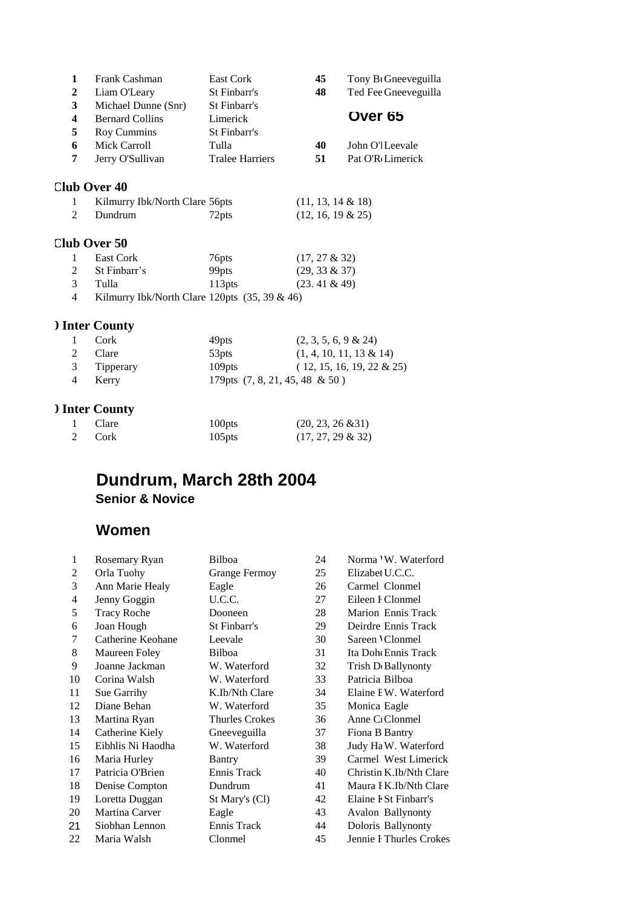| | | | | |
|---|---|---|---|---|
| **1** | Frank Cashman | East Cork | **45** | Tony B Gneeveguilla |
| **2** | Liam O'Leary | St Finbarr's | **48** | Ted Fee Gneeveguilla |
| **3** | Michael Dunne (Snr) | St Finbarr's | | |
| **4** | Bernard Collins | Limerick | | **Over 65** |
| **5** | Roy Cummins | St Finbarr's | | |
| **6** | Mick Carroll | Tulla | **40** | John O'l Leevale |
| **7** | Jerry O'Sullivan | Tralee Harriers | **51** | Pat O'R Limerick |

### Club Over 40

| | | | |
|---|---|---|---|
| 1 | Kilmurry Ibk/North Clare | 56pts | (11, 13, 14 & 18) |
| 2 | Dundrum | 72pts | (12, 16, 19 & 25) |

### Club Over 50

| | | | |
|---|---|---|---|
| 1 | East Cork | 76pts | (17, 27 & 32) |
| 2 | St Finbarr's | 99pts | (29, 33 & 37) |
| 3 | Tulla | 113pts | (23. 41 & 49) |
| 4 | Kilmurry Ibk/North Clare | 120pts | (35, 39 & 46) |

### ) Inter County

| | | | |
|---|---|---|---|
| 1 | Cork | 49pts | (2, 3, 5, 6, 9 & 24) |
| 2 | Clare | 53pts | (1, 4, 10, 11, 13 & 14) |
| 3 | Tipperary | 109pts | ( 12, 15, 16, 19, 22 & 25) |
| 4 | Kerry | 179pts | (7, 8, 21, 45, 48 & 50 ) |

### ) Inter County

| | | | |
|---|---|---|---|
| 1 | Clare | 100pts | (20, 23, 26 &31) |
| 2 | Cork | 105pts | (17, 27, 29 & 32) |

## Dundrum, March 28th 2004

**Senior & Novice**

## Women

| | | | | |
|---|---|---|---|---|
| 1 | Rosemary Ryan | Bilboa | 24 | Norma W. Waterford |
| 2 | Orla Tuohy | Grange Fermoy | 25 | Elizabet U.C.C. |
| 3 | Ann Marie Healy | Eagle | 26 | Carmel Clonmel |
| 4 | Jenny Goggin | U.C.C. | 27 | Eileen F Clonmel |
| 5 | Tracy Roche | Dooneen | 28 | Marion Ennis Track |
| 6 | Joan Hough | St Finbarr's | 29 | Deirdre Ennis Track |
| 7 | Catherine Keohane | Leevale | 30 | Sareen Clonmel |
| 8 | Maureen Foley | Bilboa | 31 | Ita Doh Ennis Track |
| 9 | Joanne Jackman | W. Waterford | 32 | Trish D Ballynonty |
| 10 | Corina Walsh | W. Waterford | 33 | Patricia Bilboa |
| 11 | Sue Garrihy | K.Ib/Nth Clare | 34 | Elaine E W. Waterford |
| 12 | Diane Behan | W. Waterford | 35 | Monica Eagle |
| 13 | Martina Ryan | Thurles Crokes | 36 | Anne C Clonmel |
| 14 | Catherine Kiely | Gneeveguilla | 37 | Fiona B Bantry |
| 15 | Eibhlis Ni Haodha | W. Waterford | 38 | Judy Ha W. Waterford |
| 16 | Maria Hurley | Bantry | 39 | Carmel West Limerick |
| 17 | Patricia O'Brien | Ennis Track | 40 | Christin K.Ib/Nth Clare |
| 18 | Denise Compton | Dundrum | 41 | Maura F K.Ib/Nth Clare |
| 19 | Loretta Duggan | St Mary's (Cl) | 42 | Elaine F St Finbarr's |
| 20 | Martina Carver | Eagle | 43 | Avalon Ballynonty |
| 21 | Siobhan Lennon | Ennis Track | 44 | Doloris Ballynonty |
| 22 | Maria Walsh | Clonmel | 45 | Jennie F Thurles Crokes |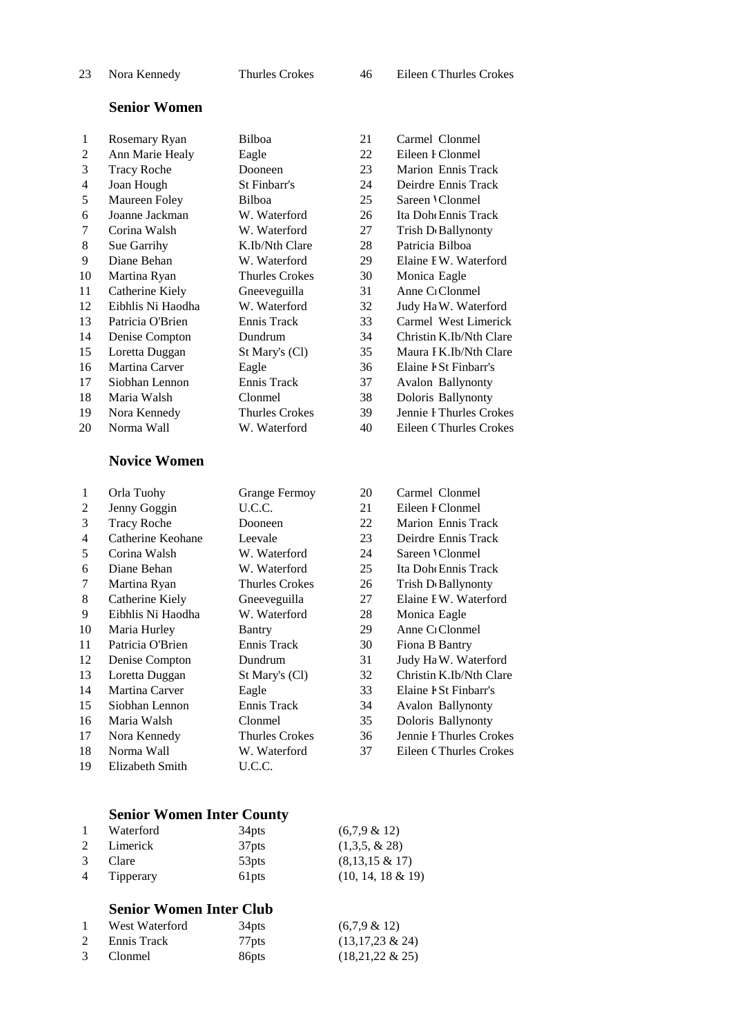| 23 | Nora Kennedy | Thurles Crokes | 46 | Eileen ( Thurles Crokes |
|---|---|---|---|---|

### Senior Women

| | | | | |
|---|---|---|---|---|
| 1 | Rosemary Ryan | Bilboa | 21 | Carmel Clonmel |
| 2 | Ann Marie Healy | Eagle | 22 | Eileen I Clonmel |
| 3 | Tracy Roche | Dooneen | 23 | Marion Ennis Track |
| 4 | Joan Hough | St Finbarr's | 24 | Deirdre Ennis Track |
| 5 | Maureen Foley | Bilboa | 25 | Sareen \ Clonmel |
| 6 | Joanne Jackman | W. Waterford | 26 | Ita Doh Ennis Track |
| 7 | Corina Walsh | W. Waterford | 27 | Trish D Ballynonty |
| 8 | Sue Garrihy | K.Ib/Nth Clare | 28 | Patricia Bilboa |
| 9 | Diane Behan | W. Waterford | 29 | Elaine F W. Waterford |
| 10 | Martina Ryan | Thurles Crokes | 30 | Monica Eagle |
| 11 | Catherine Kiely | Gneeveguilla | 31 | Anne C Clonmel |
| 12 | Eibhlis Ni Haodha | W. Waterford | 32 | Judy Ha W. Waterford |
| 13 | Patricia O'Brien | Ennis Track | 33 | Carmel West Limerick |
| 14 | Denise Compton | Dundrum | 34 | Christin K.Ib/Nth Clare |
| 15 | Loretta Duggan | St Mary's (Cl) | 35 | Maura I K.Ib/Nth Clare |
| 16 | Martina Carver | Eagle | 36 | Elaine I St Finbarr's |
| 17 | Siobhan Lennon | Ennis Track | 37 | Avalon Ballynonty |
| 18 | Maria Walsh | Clonmel | 38 | Doloris Ballynonty |
| 19 | Nora Kennedy | Thurles Crokes | 39 | Jennie I Thurles Crokes |
| 20 | Norma Wall | W. Waterford | 40 | Eileen ( Thurles Crokes |

### Novice Women

| | | | | |
|---|---|---|---|---|
| 1 | Orla Tuohy | Grange Fermoy | 20 | Carmel Clonmel |
| 2 | Jenny Goggin | U.C.C. | 21 | Eileen I Clonmel |
| 3 | Tracy Roche | Dooneen | 22 | Marion Ennis Track |
| 4 | Catherine Keohane | Leevale | 23 | Deirdre Ennis Track |
| 5 | Corina Walsh | W. Waterford | 24 | Sareen \ Clonmel |
| 6 | Diane Behan | W. Waterford | 25 | Ita Doh Ennis Track |
| 7 | Martina Ryan | Thurles Crokes | 26 | Trish D Ballynonty |
| 8 | Catherine Kiely | Gneeveguilla | 27 | Elaine F W. Waterford |
| 9 | Eibhlis Ni Haodha | W. Waterford | 28 | Monica Eagle |
| 10 | Maria Hurley | Bantry | 29 | Anne C Clonmel |
| 11 | Patricia O'Brien | Ennis Track | 30 | Fiona B Bantry |
| 12 | Denise Compton | Dundrum | 31 | Judy Ha W. Waterford |
| 13 | Loretta Duggan | St Mary's (Cl) | 32 | Christin K.Ib/Nth Clare |
| 14 | Martina Carver | Eagle | 33 | Elaine I St Finbarr's |
| 15 | Siobhan Lennon | Ennis Track | 34 | Avalon Ballynonty |
| 16 | Maria Walsh | Clonmel | 35 | Doloris Ballynonty |
| 17 | Nora Kennedy | Thurles Crokes | 36 | Jennie I Thurles Crokes |
| 18 | Norma Wall | W. Waterford | 37 | Eileen ( Thurles Crokes |
| 19 | Elizabeth Smith | U.C.C. | | |

### Senior Women Inter County

| | | | |
|---|---|---|---|
| 1 | Waterford | 34pts | (6,7,9 & 12) |
| 2 | Limerick | 37pts | (1,3,5, & 28) |
| 3 | Clare | 53pts | (8,13,15 & 17) |
| 4 | Tipperary | 61pts | (10, 14, 18 & 19) |

### Senior Women Inter Club

| | | | |
|---|---|---|---|
| 1 | West Waterford | 34pts | (6,7,9 & 12) |
| 2 | Ennis Track | 77pts | (13,17,23 & 24) |
| 3 | Clonmel | 86pts | (18,21,22 & 25) |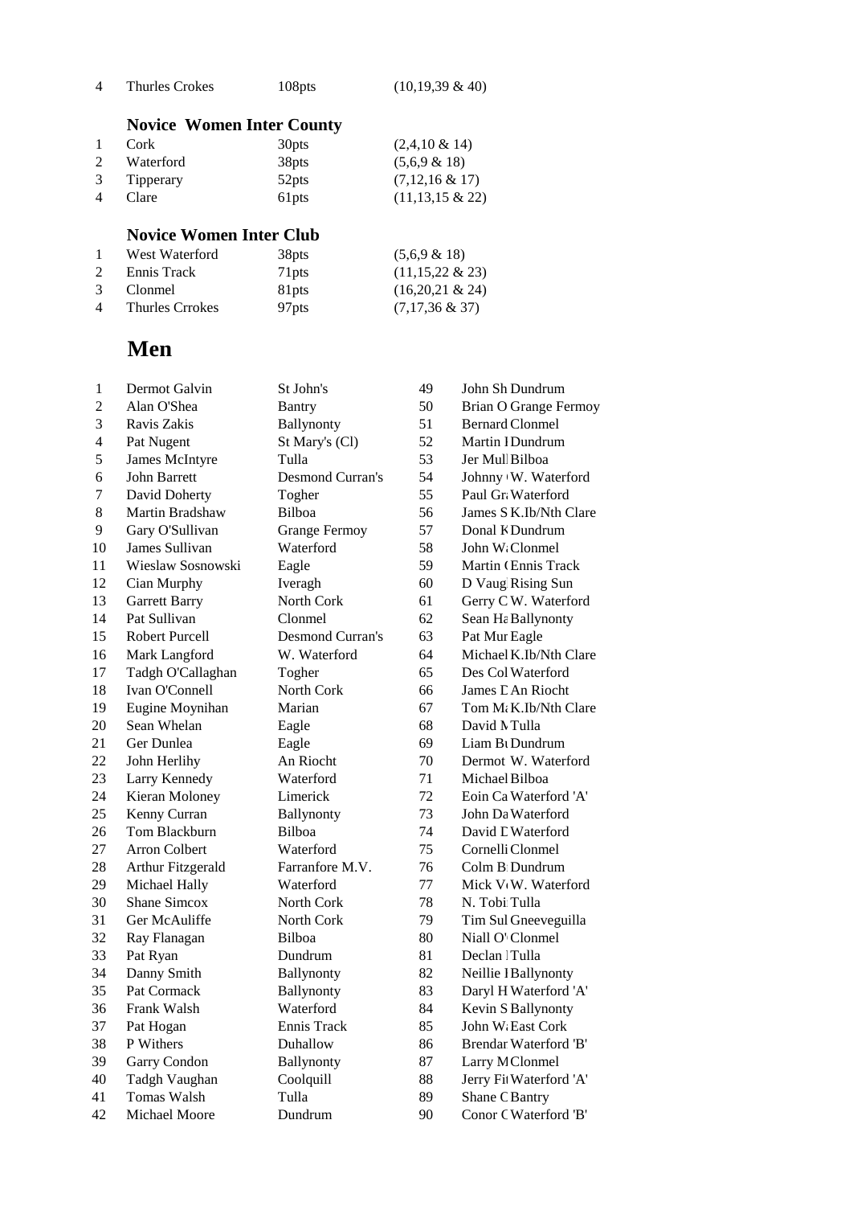| | | | |
|---|---|---|---|
| 4 | Thurles Crokes | 108pts | (10,19,39 & 40) |

### Novice Women Inter County

| | | | |
|---|---|---|---|
| 1 | Cork | 30pts | (2,4,10 & 14) |
| 2 | Waterford | 38pts | (5,6,9 & 18) |
| 3 | Tipperary | 52pts | (7,12,16 & 17) |
| 4 | Clare | 61pts | (11,13,15 & 22) |

### Novice Women Inter Club

| | | | |
|---|---|---|---|
| 1 | West Waterford | 38pts | (5,6,9 & 18) |
| 2 | Ennis Track | 71pts | (11,15,22 & 23) |
| 3 | Clonmel | 81pts | (16,20,21 & 24) |
| 4 | Thurles Crrokes | 97pts | (7,17,36 & 37) |

## Men

| | | |
|---|---|---|
| 1 | Dermot Galvin | St John's |
| 2 | Alan O'Shea | Bantry |
| 3 | Ravis Zakis | Ballynonty |
| 4 | Pat Nugent | St Mary's (Cl) |
| 5 | James McIntyre | Tulla |
| 6 | John Barrett | Desmond Curran's |
| 7 | David Doherty | Togher |
| 8 | Martin Bradshaw | Bilboa |
| 9 | Gary O'Sullivan | Grange Fermoy |
| 10 | James Sullivan | Waterford |
| 11 | Wieslaw Sosnowski | Eagle |
| 12 | Cian Murphy | Iveragh |
| 13 | Garrett Barry | North Cork |
| 14 | Pat Sullivan | Clonmel |
| 15 | Robert Purcell | Desmond Curran's |
| 16 | Mark Langford | W. Waterford |
| 17 | Tadgh O'Callaghan | Togher |
| 18 | Ivan O'Connell | North Cork |
| 19 | Eugine Moynihan | Marian |
| 20 | Sean Whelan | Eagle |
| 21 | Ger Dunlea | Eagle |
| 22 | John Herlihy | An Riocht |
| 23 | Larry Kennedy | Waterford |
| 24 | Kieran Moloney | Limerick |
| 25 | Kenny Curran | Ballynonty |
| 26 | Tom Blackburn | Bilboa |
| 27 | Arron Colbert | Waterford |
| 28 | Arthur Fitzgerald | Farranfore M.V. |
| 29 | Michael Hally | Waterford |
| 30 | Shane Simcox | North Cork |
| 31 | Ger McAuliffe | North Cork |
| 32 | Ray Flanagan | Bilboa |
| 33 | Pat Ryan | Dundrum |
| 34 | Danny Smith | Ballynonty |
| 35 | Pat Cormack | Ballynonty |
| 36 | Frank Walsh | Waterford |
| 37 | Pat Hogan | Ennis Track |
| 38 | P Withers | Duhallow |
| 39 | Garry Condon | Ballynonty |
| 40 | Tadgh Vaughan | Coolquill |
| 41 | Tomas Walsh | Tulla |
| 42 | Michael Moore | Dundrum |
| 49 | John Sh | Dundrum |
| 50 | Brian O | Grange Fermoy |
| 51 | Bernard | Clonmel |
| 52 | Martin I | Dundrum |
| 53 | Jer Mul | Bilboa |
| 54 | Johnny | W. Waterford |
| 55 | Paul Gr | Waterford |
| 56 | James S | K.Ib/Nth Clare |
| 57 | Donal K | Dundrum |
| 58 | John W | Clonmel |
| 59 | Martin ( | Ennis Track |
| 60 | D Vaug | Rising Sun |
| 61 | Gerry C | W. Waterford |
| 62 | Sean Ha | Ballynonty |
| 63 | Pat Mur | Eagle |
| 64 | Michael | K.Ib/Nth Clare |
| 65 | Des Col | Waterford |
| 66 | James D | An Riocht |
| 67 | Tom Ma | K.Ib/Nth Clare |
| 68 | David M | Tulla |
| 69 | Liam Bu | Dundrum |
| 70 | Dermot | W. Waterford |
| 71 | Michael | Bilboa |
| 72 | Eoin Ca | Waterford 'A' |
| 73 | John Da | Waterford |
| 74 | David D | Waterford |
| 75 | Cornelli | Clonmel |
| 76 | Colm B | Dundrum |
| 77 | Mick V | W. Waterford |
| 78 | N. Tobi | Tulla |
| 79 | Tim Sul | Gneeveguilla |
| 80 | Niall O' | Clonmel |
| 81 | Declan | Tulla |
| 82 | Neillie I | Ballynonty |
| 83 | Daryl H | Waterford 'A' |
| 84 | Kevin S | Ballynonty |
| 85 | John W | East Cork |
| 86 | Brendar | Waterford 'B' |
| 87 | Larry M | Clonmel |
| 88 | Jerry Fi | Waterford 'A' |
| 89 | Shane C | Bantry |
| 90 | Conor C | Waterford 'B' |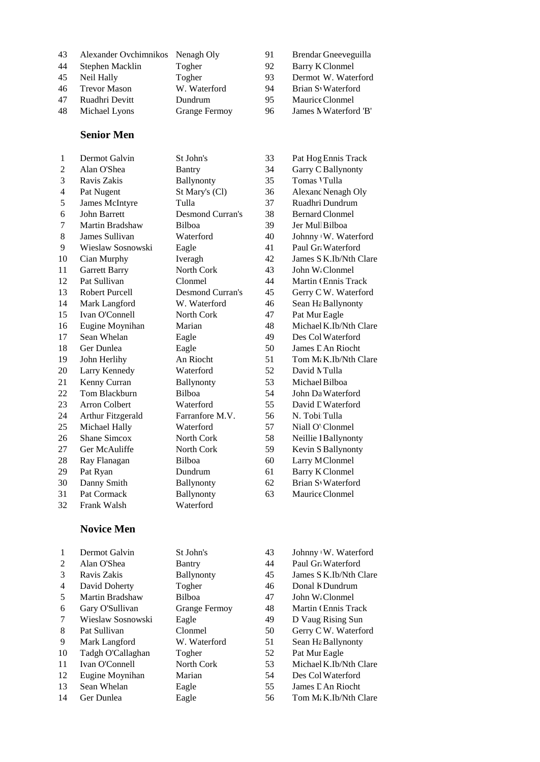| | | | | |
|---|---|---|---|---|
| 43 | Alexander Ovchimnikos | Nenagh Oly | 91 | Brendar Gneeveguilla |
| 44 | Stephen Macklin | Togher | 92 | Barry K Clonmel |
| 45 | Neil Hally | Togher | 93 | Dermot W. Waterford |
| 46 | Trevor Mason | W. Waterford | 94 | Brian S Waterford |
| 47 | Ruadhri Devitt | Dundrum | 95 | Maurice Clonmel |
| 48 | Michael Lyons | Grange Fermoy | 96 | James M Waterford 'B' |

## Senior Men

| | | | | |
|---|---|---|---|---|
| 1 | Dermot Galvin | St John's | 33 | Pat Hog Ennis Track |
| 2 | Alan O'Shea | Bantry | 34 | Garry C Ballynonty |
| 3 | Ravis Zakis | Ballynonty | 35 | Tomas Tulla |
| 4 | Pat Nugent | St Mary's (Cl) | 36 | Alexand Nenagh Oly |
| 5 | James McIntyre | Tulla | 37 | Ruadhri Dundrum |
| 6 | John Barrett | Desmond Curran's | 38 | Bernard Clonmel |
| 7 | Martin Bradshaw | Bilboa | 39 | Jer Mull Bilboa |
| 8 | James Sullivan | Waterford | 40 | Johnny W. Waterford |
| 9 | Wieslaw Sosnowski | Eagle | 41 | Paul Gr Waterford |
| 10 | Cian Murphy | Iveragh | 42 | James S K.Ib/Nth Clare |
| 11 | Garrett Barry | North Cork | 43 | John W Clonmel |
| 12 | Pat Sullivan | Clonmel | 44 | Martin Ennis Track |
| 13 | Robert Purcell | Desmond Curran's | 45 | Gerry C W. Waterford |
| 14 | Mark Langford | W. Waterford | 46 | Sean Ha Ballynonty |
| 15 | Ivan O'Connell | North Cork | 47 | Pat Mur Eagle |
| 16 | Eugine Moynihan | Marian | 48 | Michael K.Ib/Nth Clare |
| 17 | Sean Whelan | Eagle | 49 | Des Col Waterford |
| 18 | Ger Dunlea | Eagle | 50 | James D An Riocht |
| 19 | John Herlihy | An Riocht | 51 | Tom Ma K.Ib/Nth Clare |
| 20 | Larry Kennedy | Waterford | 52 | David M Tulla |
| 21 | Kenny Curran | Ballynonty | 53 | Michael Bilboa |
| 22 | Tom Blackburn | Bilboa | 54 | John Da Waterford |
| 23 | Arron Colbert | Waterford | 55 | David D Waterford |
| 24 | Arthur Fitzgerald | Farranfore M.V. | 56 | N. Tobi Tulla |
| 25 | Michael Hally | Waterford | 57 | Niall O' Clonmel |
| 26 | Shane Simcox | North Cork | 58 | Neillie I Ballynonty |
| 27 | Ger McAuliffe | North Cork | 59 | Kevin S Ballynonty |
| 28 | Ray Flanagan | Bilboa | 60 | Larry M Clonmel |
| 29 | Pat Ryan | Dundrum | 61 | Barry K Clonmel |
| 30 | Danny Smith | Ballynonty | 62 | Brian S Waterford |
| 31 | Pat Cormack | Ballynonty | 63 | Maurice Clonmel |
| 32 | Frank Walsh | Waterford | | |

## Novice Men

| | | | | |
|---|---|---|---|---|
| 1 | Dermot Galvin | St John's | 43 | Johnny W. Waterford |
| 2 | Alan O'Shea | Bantry | 44 | Paul Gr Waterford |
| 3 | Ravis Zakis | Ballynonty | 45 | James S K.Ib/Nth Clare |
| 4 | David Doherty | Togher | 46 | Donal K Dundrum |
| 5 | Martin Bradshaw | Bilboa | 47 | John W Clonmel |
| 6 | Gary O'Sullivan | Grange Fermoy | 48 | Martin Ennis Track |
| 7 | Wieslaw Sosnowski | Eagle | 49 | D Vaug Rising Sun |
| 8 | Pat Sullivan | Clonmel | 50 | Gerry C W. Waterford |
| 9 | Mark Langford | W. Waterford | 51 | Sean Ha Ballynonty |
| 10 | Tadgh O'Callaghan | Togher | 52 | Pat Mur Eagle |
| 11 | Ivan O'Connell | North Cork | 53 | Michael K.Ib/Nth Clare |
| 12 | Eugine Moynihan | Marian | 54 | Des Col Waterford |
| 13 | Sean Whelan | Eagle | 55 | James D An Riocht |
| 14 | Ger Dunlea | Eagle | 56 | Tom Ma K.Ib/Nth Clare |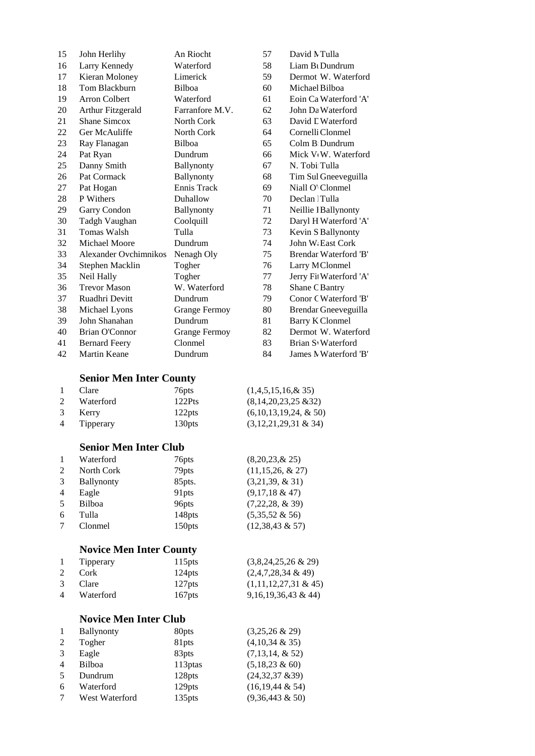| | | | | | |
|---|---|---|---|---|---|
| 15 | John Herlihy | An Riocht | 57 | David M | Tulla |
| 16 | Larry Kennedy | Waterford | 58 | Liam Bu | Dundrum |
| 17 | Kieran Moloney | Limerick | 59 | Dermot | W. Waterford |
| 18 | Tom Blackburn | Bilboa | 60 | Michael | Bilboa |
| 19 | Arron Colbert | Waterford | 61 | Eoin Ca | Waterford 'A' |
| 20 | Arthur Fitzgerald | Farranfore M.V. | 62 | John Da | Waterford |
| 21 | Shane Simcox | North Cork | 63 | David D | Waterford |
| 22 | Ger McAuliffe | North Cork | 64 | Cornelli | Clonmel |
| 23 | Ray Flanagan | Bilboa | 65 | Colm B | Dundrum |
| 24 | Pat Ryan | Dundrum | 66 | Mick V | W. Waterford |
| 25 | Danny Smith | Ballynonty | 67 | N. Tobi | Tulla |
| 26 | Pat Cormack | Ballynonty | 68 | Tim Sul | Gneeveguilla |
| 27 | Pat Hogan | Ennis Track | 69 | Niall O' | Clonmel |
| 28 | P Withers | Duhallow | 70 | Declan | Tulla |
| 29 | Garry Condon | Ballynonty | 71 | Neillie I | Ballynonty |
| 30 | Tadgh Vaughan | Coolquill | 72 | Daryl H | Waterford 'A' |
| 31 | Tomas Walsh | Tulla | 73 | Kevin S | Ballynonty |
| 32 | Michael Moore | Dundrum | 74 | John W | East Cork |
| 33 | Alexander Ovchimnikos | Nenagh Oly | 75 | Brendar | Waterford 'B' |
| 34 | Stephen Macklin | Togher | 76 | Larry M | Clonmel |
| 35 | Neil Hally | Togher | 77 | Jerry Fi | Waterford 'A' |
| 36 | Trevor Mason | W. Waterford | 78 | Shane C | Bantry |
| 37 | Ruadhri Devitt | Dundrum | 79 | Conor C | Waterford 'B' |
| 38 | Michael Lyons | Grange Fermoy | 80 | Brendar | Gneeveguilla |
| 39 | John Shanahan | Dundrum | 81 | Barry K | Clonmel |
| 40 | Brian O'Connor | Grange Fermoy | 82 | Dermot | W. Waterford |
| 41 | Bernard Feery | Clonmel | 83 | Brian S | Waterford |
| 42 | Martin Keane | Dundrum | 84 | James M | Waterford 'B' |

### Senior Men Inter County

| | | | |
|---|---|---|---|
| 1 | Clare | 76pts | (1,4,5,15,16,& 35) |
| 2 | Waterford | 122Pts | (8,14,20,23,25 &32) |
| 3 | Kerry | 122pts | (6,10,13,19,24, & 50) |
| 4 | Tipperary | 130pts | (3,12,21,29,31 & 34) |

### Senior Men Inter Club

| | | | |
|---|---|---|---|
| 1 | Waterford | 76pts | (8,20,23,& 25) |
| 2 | North Cork | 79pts | (11,15,26, & 27) |
| 3 | Ballynonty | 85pts. | (3,21,39, & 31) |
| 4 | Eagle | 91pts | (9,17,18 & 47) |
| 5 | Bilboa | 96pts | (7,22,28, & 39) |
| 6 | Tulla | 148pts | (5,35,52 & 56) |
| 7 | Clonmel | 150pts | (12,38,43 & 57) |

### Novice Men Inter County

| | | | |
|---|---|---|---|
| 1 | Tipperary | 115pts | (3,8,24,25,26 & 29) |
| 2 | Cork | 124pts | (2,4,7,28,34 & 49) |
| 3 | Clare | 127pts | (1,11,12,27,31 & 45) |
| 4 | Waterford | 167pts | 9,16,19,36,43 & 44) |

### Novice Men Inter Club

| | | | |
|---|---|---|---|
| 1 | Ballynonty | 80pts | (3,25,26 & 29) |
| 2 | Togher | 81pts | (4,10,34 & 35) |
| 3 | Eagle | 83pts | (7,13,14, & 52) |
| 4 | Bilboa | 113ptas | (5,18,23 & 60) |
| 5 | Dundrum | 128pts | (24,32,37 &39) |
| 6 | Waterford | 129pts | (16,19,44 & 54) |
| 7 | West Waterford | 135pts | (9,36,443 & 50) |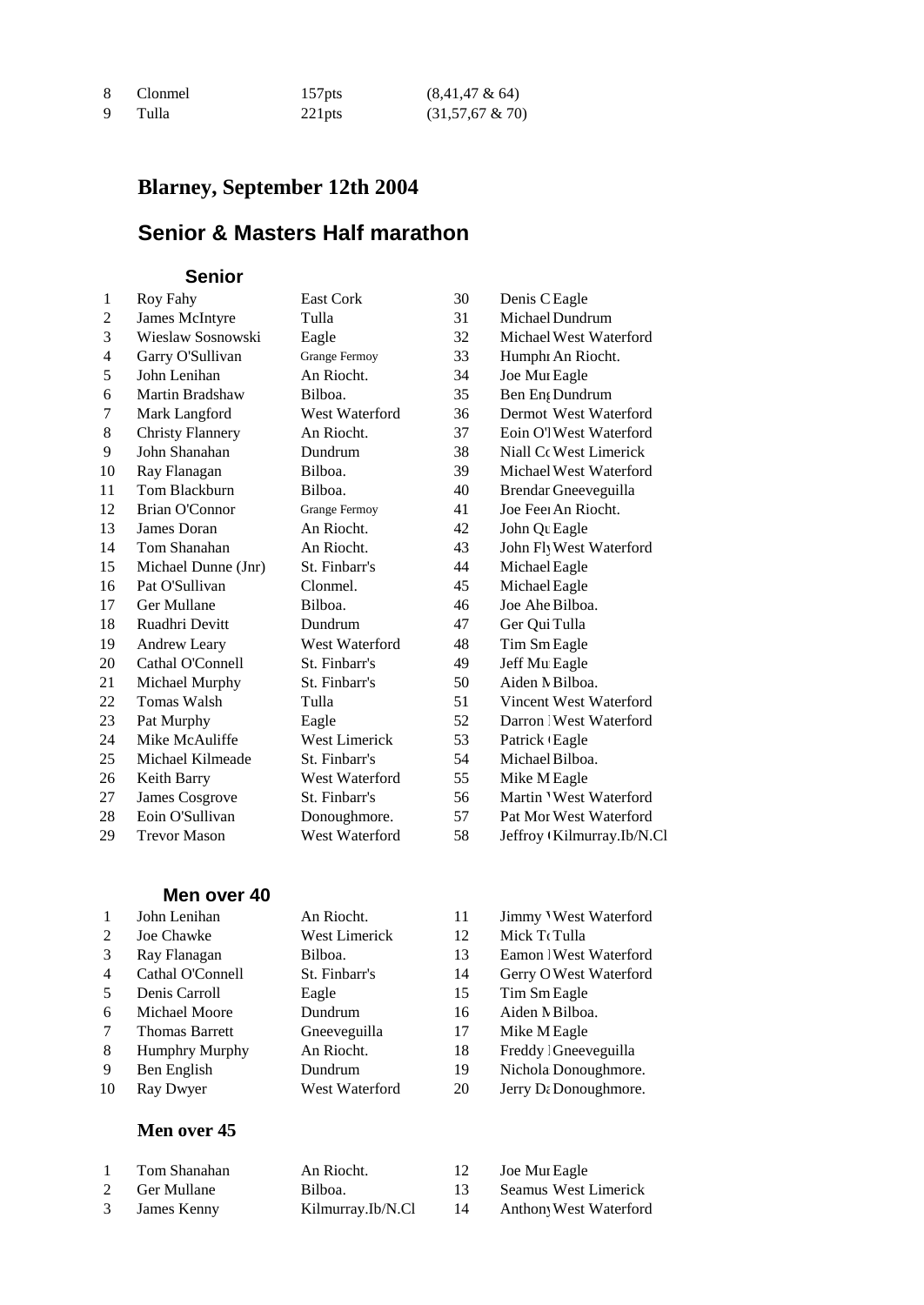| 8 | Clonmel | 157pts | (8,41,47 & 64) |
|---|---|---|---|
| 9 | Tulla | 221pts | (31,57,67 & 70) |

## Blarney, September 12th 2004

## Senior & Masters Half marathon

### Senior

| | | | | | |
|---|---|---|---|---|---|
| 1 | Roy Fahy | East Cork | 30 | Denis C | Eagle |
| 2 | James McIntyre | Tulla | 31 | Michael | Dundrum |
| 3 | Wieslaw Sosnowski | Eagle | 32 | Michael | West Waterford |
| 4 | Garry O'Sullivan | Grange Fermoy | 33 | Humphr | An Riocht. |
| 5 | John Lenihan | An Riocht. | 34 | Joe Mur | Eagle |
| 6 | Martin Bradshaw | Bilboa. | 35 | Ben Eng | Dundrum |
| 7 | Mark Langford | West Waterford | 36 | Dermot | West Waterford |
| 8 | Christy Flannery | An Riocht. | 37 | Eoin O'l | West Waterford |
| 9 | John Shanahan | Dundrum | 38 | Niall Co | West Limerick |
| 10 | Ray Flanagan | Bilboa. | 39 | Michael | West Waterford |
| 11 | Tom Blackburn | Bilboa. | 40 | Brendan | Gneeveguilla |
| 12 | Brian O'Connor | Grange Fermoy | 41 | Joe Feen | An Riocht. |
| 13 | James Doran | An Riocht. | 42 | John Qu | Eagle |
| 14 | Tom Shanahan | An Riocht. | 43 | John Fly | West Waterford |
| 15 | Michael Dunne (Jnr) | St. Finbarr's | 44 | Michael | Eagle |
| 16 | Pat O'Sullivan | Clonmel. | 45 | Michael | Eagle |
| 17 | Ger Mullane | Bilboa. | 46 | Joe Ahe | Bilboa. |
| 18 | Ruadhri Devitt | Dundrum | 47 | Ger Qui | Tulla |
| 19 | Andrew Leary | West Waterford | 48 | Tim Sm | Eagle |
| 20 | Cathal O'Connell | St. Finbarr's | 49 | Jeff Mu | Eagle |
| 21 | Michael Murphy | St. Finbarr's | 50 | Aiden M | Bilboa. |
| 22 | Tomas Walsh | Tulla | 51 | Vincent | West Waterford |
| 23 | Pat Murphy | Eagle | 52 | Darron | West Waterford |
| 24 | Mike McAuliffe | West Limerick | 53 | Patrick | Eagle |
| 25 | Michael Kilmeade | St. Finbarr's | 54 | Michael | Bilboa. |
| 26 | Keith Barry | West Waterford | 55 | Mike M | Eagle |
| 27 | James Cosgrove | St. Finbarr's | 56 | Martin | West Waterford |
| 28 | Eoin O'Sullivan | Donoughmore. | 57 | Pat Mor | West Waterford |
| 29 | Trevor Mason | West Waterford | 58 | Jeffroy | Kilmurray.Ib/N.Cl |

### Men over 40

| | | | | | |
|---|---|---|---|---|---|
| 1 | John Lenihan | An Riocht. | 11 | Jimmy | West Waterford |
| 2 | Joe Chawke | West Limerick | 12 | Mick To | Tulla |
| 3 | Ray Flanagan | Bilboa. | 13 | Eamon | West Waterford |
| 4 | Cathal O'Connell | St. Finbarr's | 14 | Gerry O | West Waterford |
| 5 | Denis Carroll | Eagle | 15 | Tim Sm | Eagle |
| 6 | Michael Moore | Dundrum | 16 | Aiden M | Bilboa. |
| 7 | Thomas Barrett | Gneeveguilla | 17 | Mike M | Eagle |
| 8 | Humphry Murphy | An Riocht. | 18 | Freddy | Gneeveguilla |
| 9 | Ben English | Dundrum | 19 | Nichola | Donoughmore. |
| 10 | Ray Dwyer | West Waterford | 20 | Jerry Da | Donoughmore. |

### Men over 45

| | | | | | |
|---|---|---|---|---|---|
| 1 | Tom Shanahan | An Riocht. | 12 | Joe Mur | Eagle |
| 2 | Ger Mullane | Bilboa. | 13 | Seamus | West Limerick |
| 3 | James Kenny | Kilmurray.Ib/N.Cl | 14 | Anthony | West Waterford |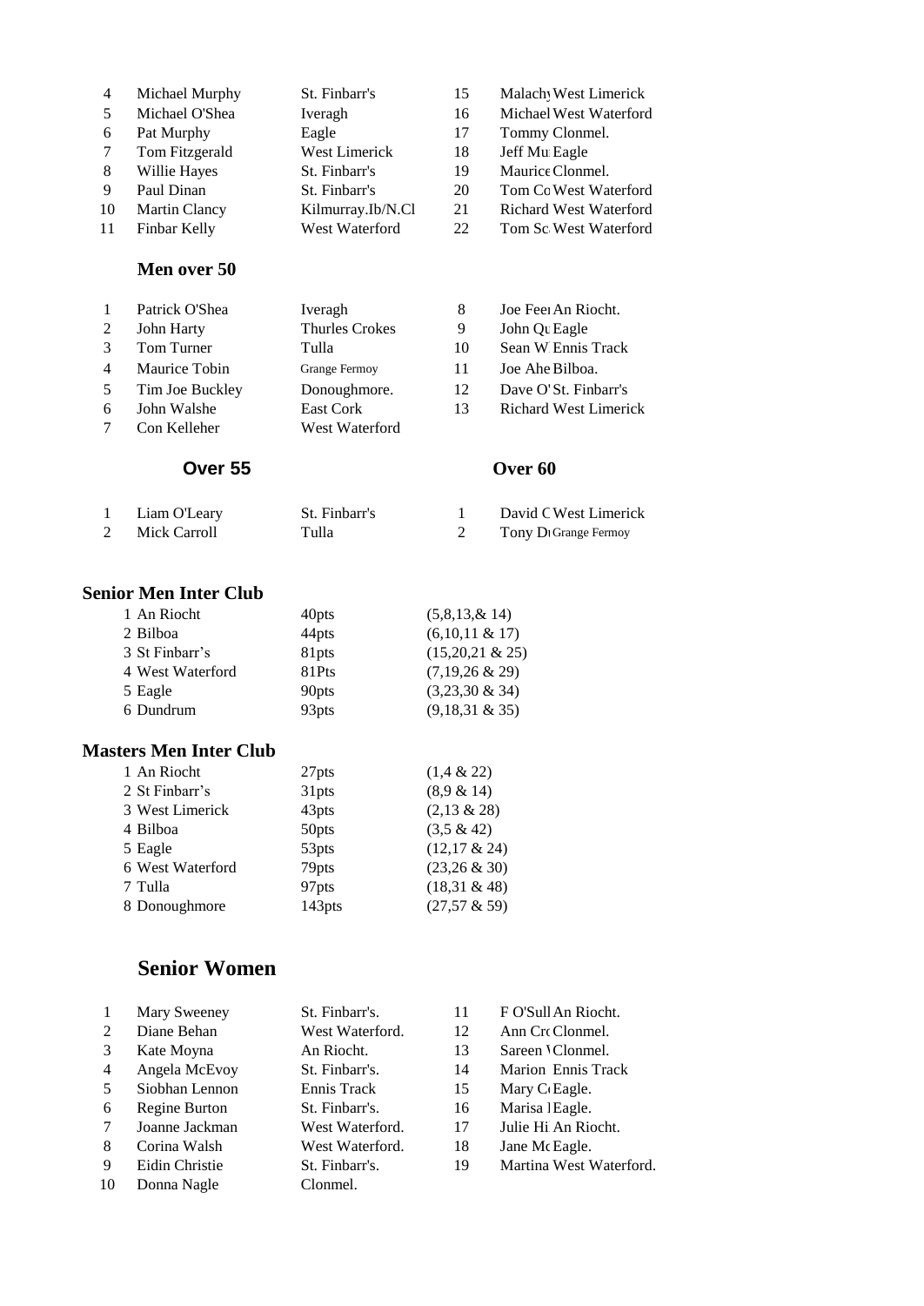| | | | | |
|---|---|---|---|---|
| 4 | Michael Murphy | St. Finbarr's | 15 | Malachy West Limerick |
| 5 | Michael O'Shea | Iveragh | 16 | Michael West Waterford |
| 6 | Pat Murphy | Eagle | 17 | Tommy Clonmel. |
| 7 | Tom Fitzgerald | West Limerick | 18 | Jeff Mu Eagle |
| 8 | Willie Hayes | St. Finbarr's | 19 | Maurice Clonmel. |
| 9 | Paul Dinan | St. Finbarr's | 20 | Tom Co West Waterford |
| 10 | Martin Clancy | Kilmurray.Ib/N.Cl | 21 | Richard West Waterford |
| 11 | Finbar Kelly | West Waterford | 22 | Tom Sc West Waterford |

### Men over 50

| | | | | |
|---|---|---|---|---|
| 1 | Patrick O'Shea | Iveragh | 8 | Joe Feer An Riocht. |
| 2 | John Harty | Thurles Crokes | 9 | John Qu Eagle |
| 3 | Tom Turner | Tulla | 10 | Sean W Ennis Track |
| 4 | Maurice Tobin | Grange Fermoy | 11 | Joe Ahe Bilboa. |
| 5 | Tim Joe Buckley | Donoughmore. | 12 | Dave O' St. Finbarr's |
| 6 | John Walshe | East Cork | 13 | Richard West Limerick |
| 7 | Con Kelleher | West Waterford | | |

### Over 55

| | | |
|---|---|---|
| 1 | Liam O'Leary | St. Finbarr's |
| 2 | Mick Carroll | Tulla |

### Over 60

| | |
|---|---|
| 1 | David C West Limerick |
| 2 | Tony D Grange Fermoy |

### Senior Men Inter Club

| | | |
|---|---|---|
| 1 An Riocht | 40pts | (5,8,13,& 14) |
| 2 Bilboa | 44pts | (6,10,11 & 17) |
| 3 St Finbarr's | 81pts | (15,20,21 & 25) |
| 4 West Waterford | 81Pts | (7,19,26 & 29) |
| 5 Eagle | 90pts | (3,23,30 & 34) |
| 6 Dundrum | 93pts | (9,18,31 & 35) |

### Masters Men Inter Club

| | | |
|---|---|---|
| 1 An Riocht | 27pts | (1,4 & 22) |
| 2 St Finbarr's | 31pts | (8,9 & 14) |
| 3 West Limerick | 43pts | (2,13 & 28) |
| 4 Bilboa | 50pts | (3,5 & 42) |
| 5 Eagle | 53pts | (12,17 & 24) |
| 6 West Waterford | 79pts | (23,26 & 30) |
| 7 Tulla | 97pts | (18,31 & 48) |
| 8 Donoughmore | 143pts | (27,57 & 59) |

## Senior Women

| | | | | |
|---|---|---|---|---|
| 1 | Mary Sweeney | St. Finbarr's. | 11 | F O'Sull An Riocht. |
| 2 | Diane Behan | West Waterford. | 12 | Ann Cr Clonmel. |
| 3 | Kate Moyna | An Riocht. | 13 | Sareen \Clonmel. |
| 4 | Angela McEvoy | St. Finbarr's. | 14 | Marion Ennis Track |
| 5 | Siobhan Lennon | Ennis Track | 15 | Mary C Eagle. |
| 6 | Regine Burton | St. Finbarr's. | 16 | Marisa Eagle. |
| 7 | Joanne Jackman | West Waterford. | 17 | Julie Hi An Riocht. |
| 8 | Corina Walsh | West Waterford. | 18 | Jane Mc Eagle. |
| 9 | Eidin Christie | St. Finbarr's. | 19 | Martina West Waterford. |
| 10 | Donna Nagle | Clonmel. | | |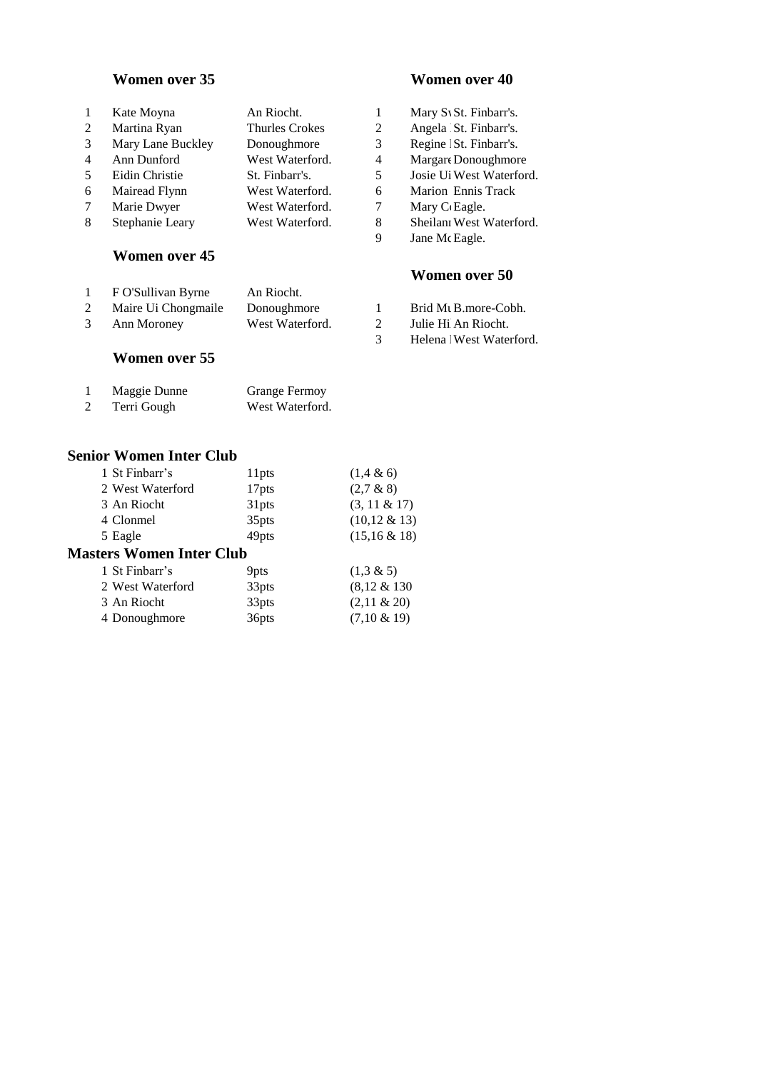## Women over 35

| | | |
|---|---|---|
| 1 | Kate Moyna | An Riocht. |
| 2 | Martina Ryan | Thurles Crokes |
| 3 | Mary Lane Buckley | Donoughmore |
| 4 | Ann Dunford | West Waterford. |
| 5 | Eidin Christie | St. Finbarr's. |
| 6 | Mairead Flynn | West Waterford. |
| 7 | Marie Dwyer | West Waterford. |
| 8 | Stephanie Leary | West Waterford. |

## Women over 40

| | | |
|---|---|---|
| 1 | Mary Sv | St. Finbarr's. |
| 2 | Angela | St. Finbarr's. |
| 3 | Regine | St. Finbarr's. |
| 4 | Margar | Donoughmore |
| 5 | Josie Ui | West Waterford. |
| 6 | Marion | Ennis Track |
| 7 | Mary C | Eagle. |
| 8 | Sheilan | West Waterford. |
| 9 | Jane Mc | Eagle. |

## Women over 45

| | | |
|---|---|---|
| 1 | F O'Sullivan Byrne | An Riocht. |
| 2 | Maire Ui Chongmaile | Donoughmore |
| 3 | Ann Moroney | West Waterford. |

## Women over 50

| | | |
|---|---|---|
| 1 | Brid Mu | B.more-Cobh. |
| 2 | Julie Hi | An Riocht. |
| 3 | Helena | West Waterford. |

## Women over 55

| | | |
|---|---|---|
| 1 | Maggie Dunne | Grange Fermoy |
| 2 | Terri Gough | West Waterford. |

## Senior Women Inter Club

| | | |
|---|---|---|
| 1 St Finbarr's | 11pts | (1,4 & 6) |
| 2 West Waterford | 17pts | (2,7 & 8) |
| 3 An Riocht | 31pts | (3, 11 & 17) |
| 4 Clonmel | 35pts | (10,12 & 13) |
| 5 Eagle | 49pts | (15,16 & 18) |

## Masters Women Inter Club

| | | |
|---|---|---|
| 1 St Finbarr's | 9pts | (1,3 & 5) |
| 2 West Waterford | 33pts | (8,12 & 130 |
| 3 An Riocht | 33pts | (2,11 & 20) |
| 4 Donoughmore | 36pts | (7,10 & 19) |